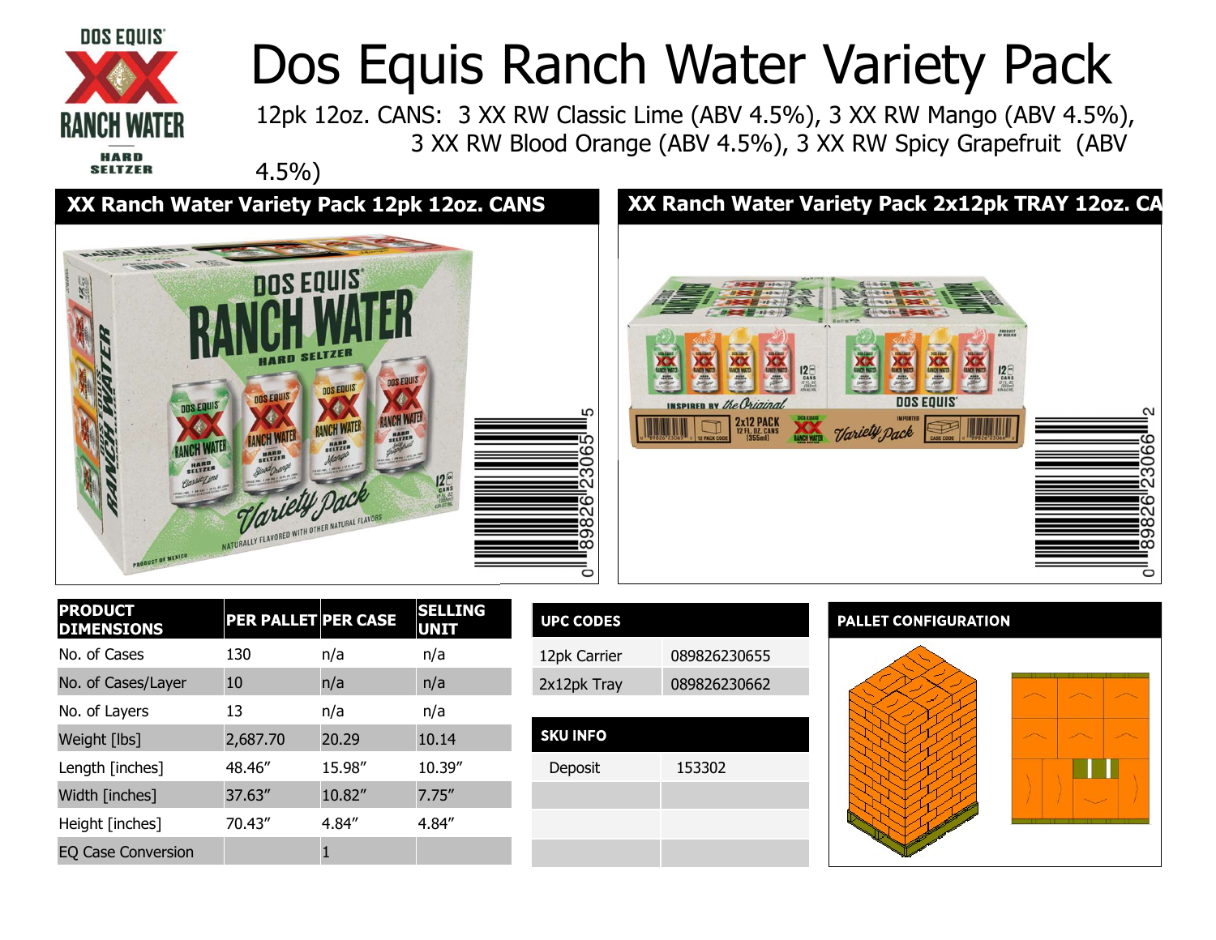# Dos Equis Ranch Water Variety Pack

12pk 12oz. CANS: 3 XX RW Classic Lime (ABV 4.5%), 3 XX RW Mango (ABV 4.5%), 3 XX RW Blood Orange (ABV 4.5%), 3 XX RW Spicy Grapefruit (ABV 4.5%)

## XX Ranch Water Variety Pack 12pk 12oz. CANS

## XX Ranch Water Variety Pack 2x12pk TRAY 12oz. CA

| PRODUCT DIMENSIONS | PER PALLET | PER CASE | SELLING UNIT |
|---|---|---|---|
| No. of Cases | 130 | n/a | n/a |
| No. of Cases/Layer | 10 | n/a | n/a |
| No. of Layers | 13 | n/a | n/a |
| Weight [lbs] | 2,687.70 | 20.29 | 10.14 |
| Length [inches] | 48.46″ | 15.98″ | 10.39″ |
| Width [inches] | 37.63″ | 10.82″ | 7.75″ |
| Height [inches] | 70.43″ | 4.84″ | 4.84″ |
| EQ Case Conversion | | 1 | |

| UPC CODES | |
|---|---|
| 12pk Carrier | 089826230655 |
| 2x12pk Tray | 089826230662 |

| SKU INFO | |
|---|---|
| Deposit | 153302 |
| | |
| | |
| | |

## PALLET CONFIGURATION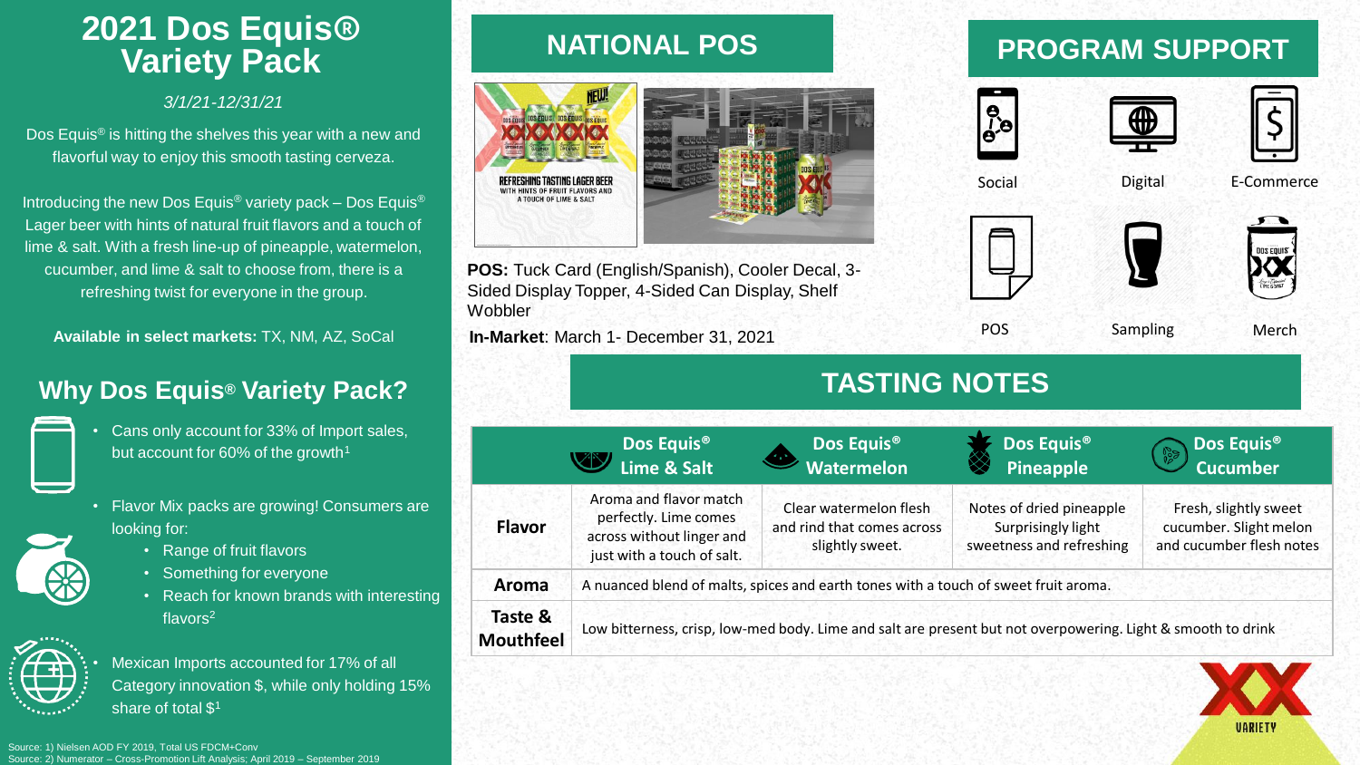# 2021 Dos Equis® Variety Pack

*3/1/21-12/31/21*

Dos Equis® is hitting the shelves this year with a new and flavorful way to enjoy this smooth tasting cerveza.

Introducing the new Dos Equis® variety pack – Dos Equis® Lager beer with hints of natural fruit flavors and a touch of lime & salt. With a fresh line-up of pineapple, watermelon, cucumber, and lime & salt to choose from, there is a refreshing twist for everyone in the group.

**Available in select markets:** TX, NM, AZ, SoCal

## Why Dos Equis® Variety Pack?

- Cans only account for 33% of Import sales, but account for 60% of the growth[1]
- Flavor Mix packs are growing! Consumers are looking for:
  - Range of fruit flavors
  - Something for everyone
  - Reach for known brands with interesting flavors[2]
- Mexican Imports accounted for 17% of all Category innovation $, while only holding 15% share of total $[1]

Source: 1) Nielsen AOD FY 2019, Total US FDCM+Conv
Source: 2) Numerator – Cross-Promotion Lift Analysis; April 2019 – September 2019

## NATIONAL POS

**POS:** Tuck Card (English/Spanish), Cooler Decal, 3-Sided Display Topper, 4-Sided Can Display, Shelf Wobbler

**In-Market**: March 1- December 31, 2021

## PROGRAM SUPPORT

Social
Digital
E-Commerce
POS
Sampling
Merch

## TASTING NOTES

| | Dos Equis® Lime & Salt | Dos Equis® Watermelon | Dos Equis® Pineapple | Dos Equis® Cucumber |
|---|---|---|---|---|
| **Flavor** | Aroma and flavor match perfectly. Lime comes across without linger and just with a touch of salt. | Clear watermelon flesh and rind that comes across slightly sweet. | Notes of dried pineapple Surprisingly light sweetness and refreshing | Fresh, slightly sweet cucumber. Slight melon and cucumber flesh notes |
| **Aroma** | A nuanced blend of malts, spices and earth tones with a touch of sweet fruit aroma. | | | |
| **Taste & Mouthfeel** | Low bitterness, crisp, low-med body. Lime and salt are present but not overpowering. Light & smooth to drink | | | |

VARIETY